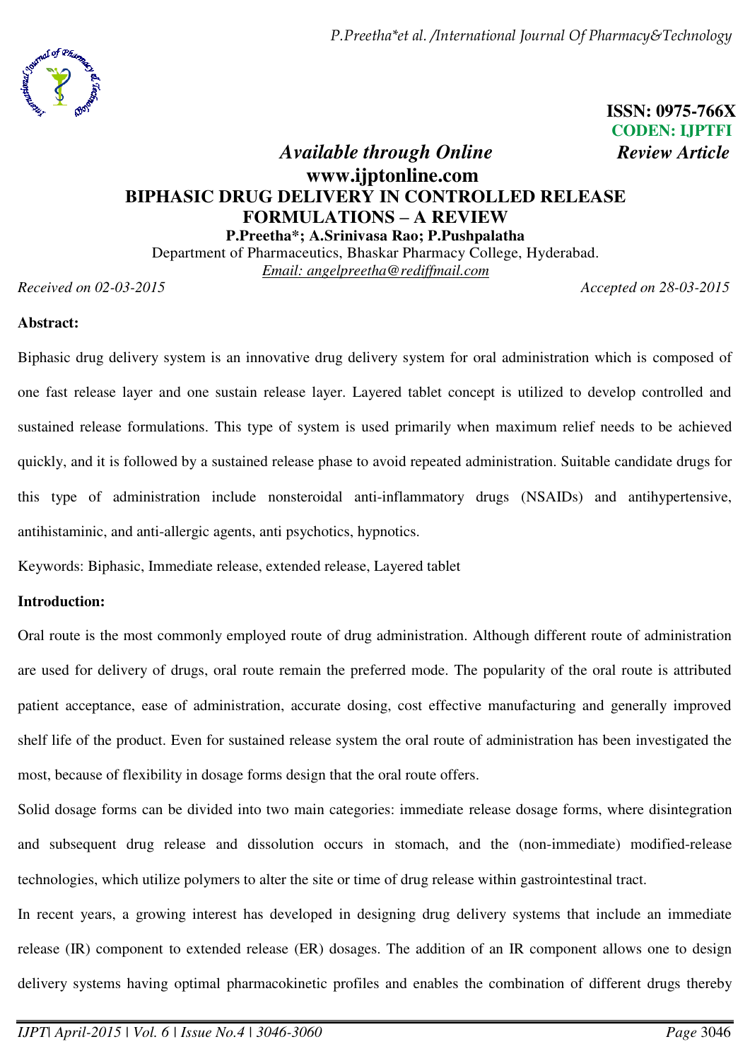ISSN: 0975-766X
CODEN: IJPTFI

*Available through Online* *Review Article*

**www.ijptonline.com**

# BIPHASIC DRUG DELIVERY IN CONTROLLED RELEASE FORMULATIONS – A REVIEW

**P.Preetha*; A.Srinivasa Rao; P.Pushpalatha**

Department of Pharmaceutics, Bhaskar Pharmacy College, Hyderabad.

Email: angelpreetha@rediffmail.com

*Received on 02-03-2015* *Accepted on 28-03-2015*

**Abstract:**

Biphasic drug delivery system is an innovative drug delivery system for oral administration which is composed of one fast release layer and one sustain release layer. Layered tablet concept is utilized to develop controlled and sustained release formulations. This type of system is used primarily when maximum relief needs to be achieved quickly, and it is followed by a sustained release phase to avoid repeated administration. Suitable candidate drugs for this type of administration include nonsteroidal anti-inflammatory drugs (NSAIDs) and antihypertensive, antihistaminic, and anti-allergic agents, anti psychotics, hypnotics.

Keywords: Biphasic, Immediate release, extended release, Layered tablet

**Introduction:**

Oral route is the most commonly employed route of drug administration. Although different route of administration are used for delivery of drugs, oral route remain the preferred mode. The popularity of the oral route is attributed patient acceptance, ease of administration, accurate dosing, cost effective manufacturing and generally improved shelf life of the product. Even for sustained release system the oral route of administration has been investigated the most, because of flexibility in dosage forms design that the oral route offers.

Solid dosage forms can be divided into two main categories: immediate release dosage forms, where disintegration and subsequent drug release and dissolution occurs in stomach, and the (non-immediate) modified-release technologies, which utilize polymers to alter the site or time of drug release within gastrointestinal tract.

In recent years, a growing interest has developed in designing drug delivery systems that include an immediate release (IR) component to extended release (ER) dosages. The addition of an IR component allows one to design delivery systems having optimal pharmacokinetic profiles and enables the combination of different drugs thereby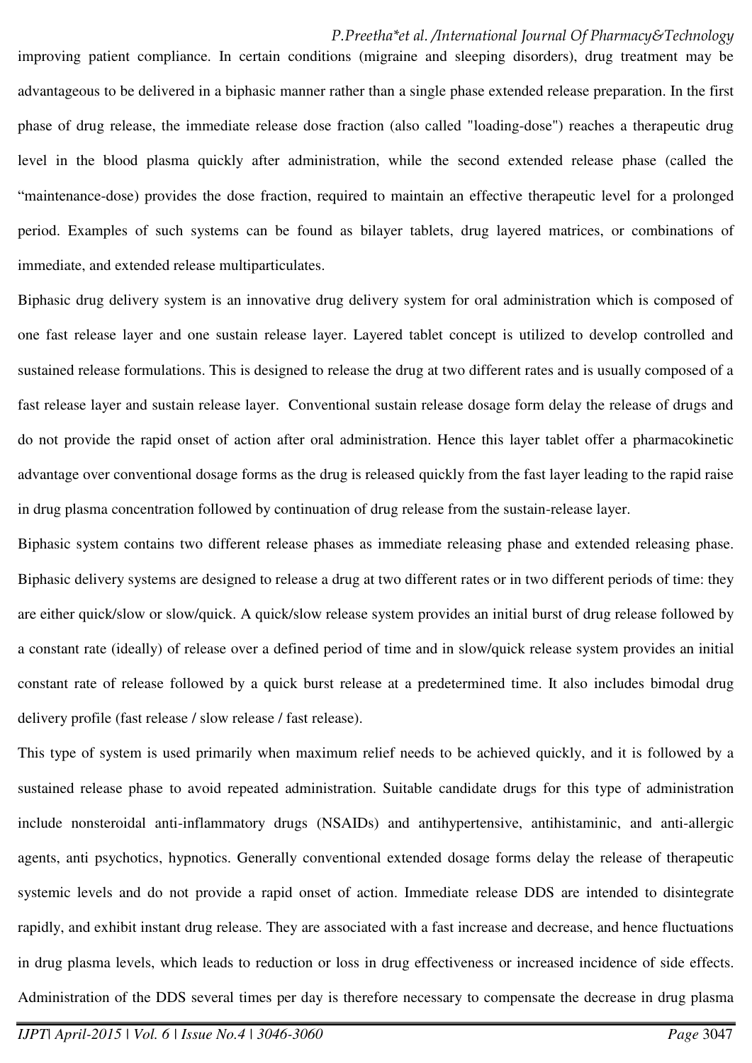improving patient compliance. In certain conditions (migraine and sleeping disorders), drug treatment may be advantageous to be delivered in a biphasic manner rather than a single phase extended release preparation. In the first phase of drug release, the immediate release dose fraction (also called "loading-dose") reaches a therapeutic drug level in the blood plasma quickly after administration, while the second extended release phase (called the “maintenance-dose) provides the dose fraction, required to maintain an effective therapeutic level for a prolonged period. Examples of such systems can be found as bilayer tablets, drug layered matrices, or combinations of immediate, and extended release multiparticulates.

Biphasic drug delivery system is an innovative drug delivery system for oral administration which is composed of one fast release layer and one sustain release layer. Layered tablet concept is utilized to develop controlled and sustained release formulations. This is designed to release the drug at two different rates and is usually composed of a fast release layer and sustain release layer. Conventional sustain release dosage form delay the release of drugs and do not provide the rapid onset of action after oral administration. Hence this layer tablet offer a pharmacokinetic advantage over conventional dosage forms as the drug is released quickly from the fast layer leading to the rapid raise in drug plasma concentration followed by continuation of drug release from the sustain-release layer.

Biphasic system contains two different release phases as immediate releasing phase and extended releasing phase. Biphasic delivery systems are designed to release a drug at two different rates or in two different periods of time: they are either quick/slow or slow/quick. A quick/slow release system provides an initial burst of drug release followed by a constant rate (ideally) of release over a defined period of time and in slow/quick release system provides an initial constant rate of release followed by a quick burst release at a predetermined time. It also includes bimodal drug delivery profile (fast release / slow release / fast release).

This type of system is used primarily when maximum relief needs to be achieved quickly, and it is followed by a sustained release phase to avoid repeated administration. Suitable candidate drugs for this type of administration include nonsteroidal anti-inflammatory drugs (NSAIDs) and antihypertensive, antihistaminic, and anti-allergic agents, anti psychotics, hypnotics. Generally conventional extended dosage forms delay the release of therapeutic systemic levels and do not provide a rapid onset of action. Immediate release DDS are intended to disintegrate rapidly, and exhibit instant drug release. They are associated with a fast increase and decrease, and hence fluctuations in drug plasma levels, which leads to reduction or loss in drug effectiveness or increased incidence of side effects. Administration of the DDS several times per day is therefore necessary to compensate the decrease in drug plasma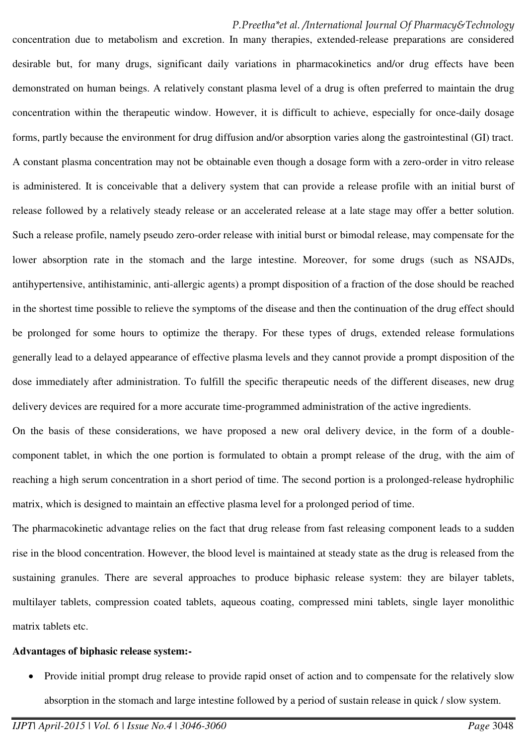concentration due to metabolism and excretion. In many therapies, extended-release preparations are considered desirable but, for many drugs, significant daily variations in pharmacokinetics and/or drug effects have been demonstrated on human beings. A relatively constant plasma level of a drug is often preferred to maintain the drug concentration within the therapeutic window. However, it is difficult to achieve, especially for once-daily dosage forms, partly because the environment for drug diffusion and/or absorption varies along the gastrointestinal (GI) tract. A constant plasma concentration may not be obtainable even though a dosage form with a zero-order in vitro release is administered. It is conceivable that a delivery system that can provide a release profile with an initial burst of release followed by a relatively steady release or an accelerated release at a late stage may offer a better solution. Such a release profile, namely pseudo zero-order release with initial burst or bimodal release, may compensate for the lower absorption rate in the stomach and the large intestine. Moreover, for some drugs (such as NSAJDs, antihypertensive, antihistaminic, anti-allergic agents) a prompt disposition of a fraction of the dose should be reached in the shortest time possible to relieve the symptoms of the disease and then the continuation of the drug effect should be prolonged for some hours to optimize the therapy. For these types of drugs, extended release formulations generally lead to a delayed appearance of effective plasma levels and they cannot provide a prompt disposition of the dose immediately after administration. To fulfill the specific therapeutic needs of the different diseases, new drug delivery devices are required for a more accurate time-programmed administration of the active ingredients.

On the basis of these considerations, we have proposed a new oral delivery device, in the form of a double-component tablet, in which the one portion is formulated to obtain a prompt release of the drug, with the aim of reaching a high serum concentration in a short period of time. The second portion is a prolonged-release hydrophilic matrix, which is designed to maintain an effective plasma level for a prolonged period of time.

The pharmacokinetic advantage relies on the fact that drug release from fast releasing component leads to a sudden rise in the blood concentration. However, the blood level is maintained at steady state as the drug is released from the sustaining granules. There are several approaches to produce biphasic release system: they are bilayer tablets, multilayer tablets, compression coated tablets, aqueous coating, compressed mini tablets, single layer monolithic matrix tablets etc.

**Advantages of biphasic release system:-**

- Provide initial prompt drug release to provide rapid onset of action and to compensate for the relatively slow absorption in the stomach and large intestine followed by a period of sustain release in quick / slow system.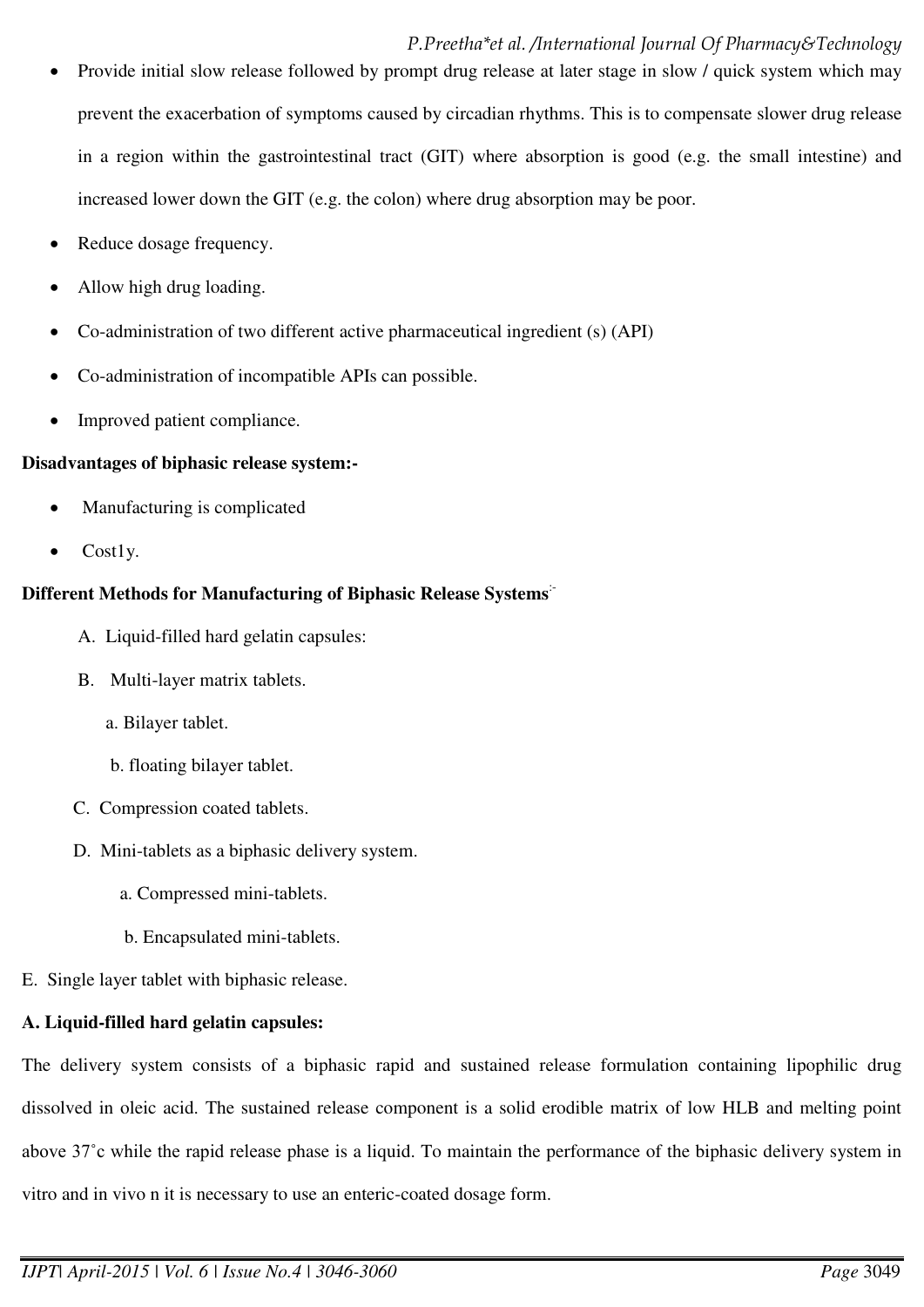- Provide initial slow release followed by prompt drug release at later stage in slow / quick system which may prevent the exacerbation of symptoms caused by circadian rhythms. This is to compensate slower drug release in a region within the gastrointestinal tract (GIT) where absorption is good (e.g. the small intestine) and increased lower down the GIT (e.g. the colon) where drug absorption may be poor.
- Reduce dosage frequency.
- Allow high drug loading.
- Co-administration of two different active pharmaceutical ingredient (s) (API)
- Co-administration of incompatible APIs can possible.
- Improved patient compliance.

**Disadvantages of biphasic release system:-**

- Manufacturing is complicated
- Cost1y.

**Different Methods for Manufacturing of Biphasic Release Systems:-**

A. Liquid-filled hard gelatin capsules:

B. Multi-layer matrix tablets.

   a. Bilayer tablet.

   b. floating bilayer tablet.

C. Compression coated tablets.

D. Mini-tablets as a biphasic delivery system.

   a. Compressed mini-tablets.

   b. Encapsulated mini-tablets.

E. Single layer tablet with biphasic release.

**A. Liquid-filled hard gelatin capsules:**

The delivery system consists of a biphasic rapid and sustained release formulation containing lipophilic drug dissolved in oleic acid. The sustained release component is a solid erodible matrix of low HLB and melting point above 37˚c while the rapid release phase is a liquid. To maintain the performance of the biphasic delivery system in vitro and in vivo n it is necessary to use an enteric-coated dosage form.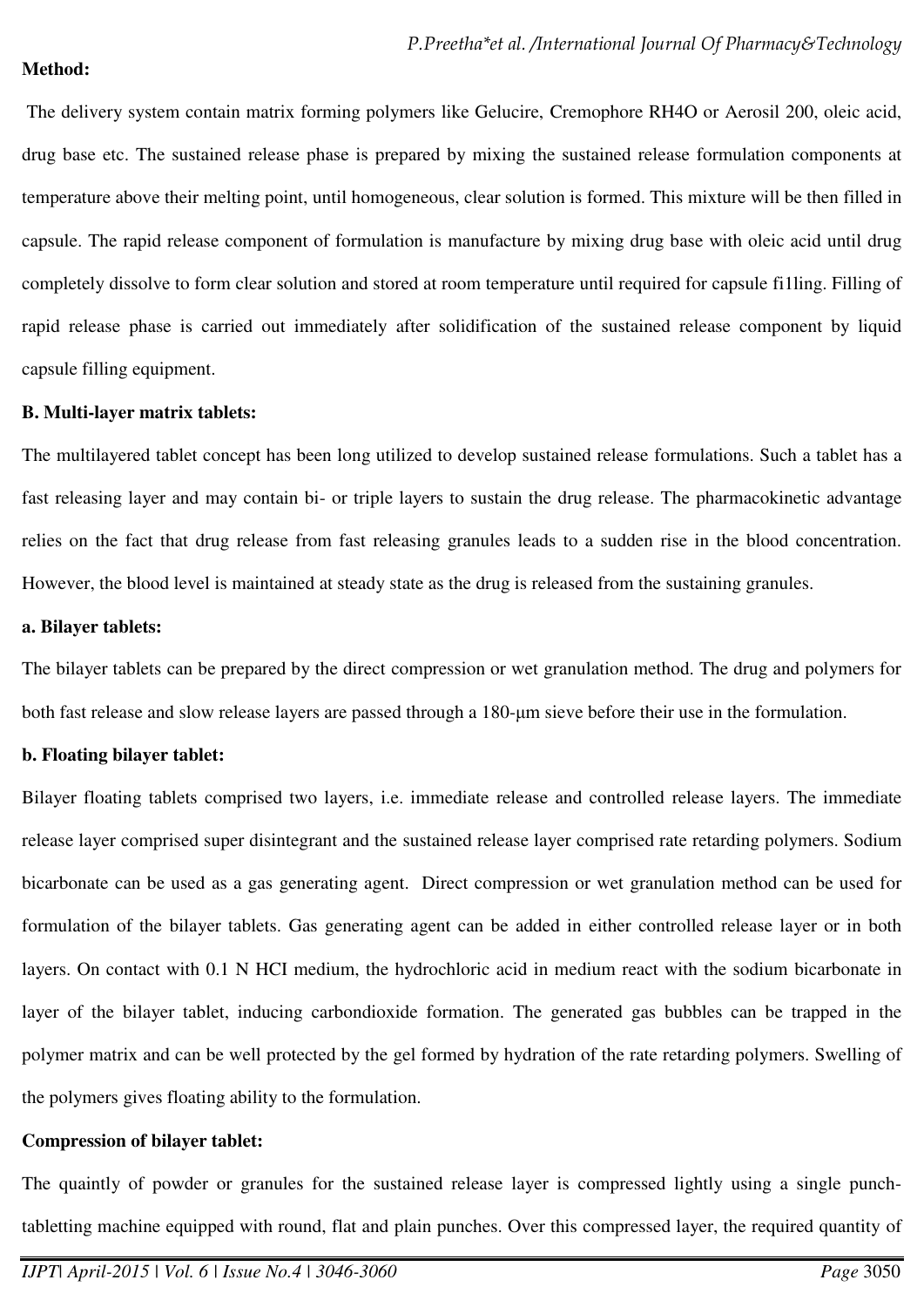**Method:**

The delivery system contain matrix forming polymers like Gelucire, Cremophore RH4O or Aerosil 200, oleic acid, drug base etc. The sustained release phase is prepared by mixing the sustained release formulation components at temperature above their melting point, until homogeneous, clear solution is formed. This mixture will be then filled in capsule. The rapid release component of formulation is manufacture by mixing drug base with oleic acid until drug completely dissolve to form clear solution and stored at room temperature until required for capsule fi1ling. Filling of rapid release phase is carried out immediately after solidification of the sustained release component by liquid capsule filling equipment.

**B. Multi-layer matrix tablets:**

The multilayered tablet concept has been long utilized to develop sustained release formulations. Such a tablet has a fast releasing layer and may contain bi- or triple layers to sustain the drug release. The pharmacokinetic advantage relies on the fact that drug release from fast releasing granules leads to a sudden rise in the blood concentration. However, the blood level is maintained at steady state as the drug is released from the sustaining granules.

**a. Bilayer tablets:**

The bilayer tablets can be prepared by the direct compression or wet granulation method. The drug and polymers for both fast release and slow release layers are passed through a 180-μm sieve before their use in the formulation.

**b. Floating bilayer tablet:**

Bilayer floating tablets comprised two layers, i.e. immediate release and controlled release layers. The immediate release layer comprised super disintegrant and the sustained release layer comprised rate retarding polymers. Sodium bicarbonate can be used as a gas generating agent. Direct compression or wet granulation method can be used for formulation of the bilayer tablets. Gas generating agent can be added in either controlled release layer or in both layers. On contact with 0.1 N HCI medium, the hydrochloric acid in medium react with the sodium bicarbonate in layer of the bilayer tablet, inducing carbondioxide formation. The generated gas bubbles can be trapped in the polymer matrix and can be well protected by the gel formed by hydration of the rate retarding polymers. Swelling of the polymers gives floating ability to the formulation.

**Compression of bilayer tablet:**

The quaintly of powder or granules for the sustained release layer is compressed lightly using a single punch-tabletting machine equipped with round, flat and plain punches. Over this compressed layer, the required quantity of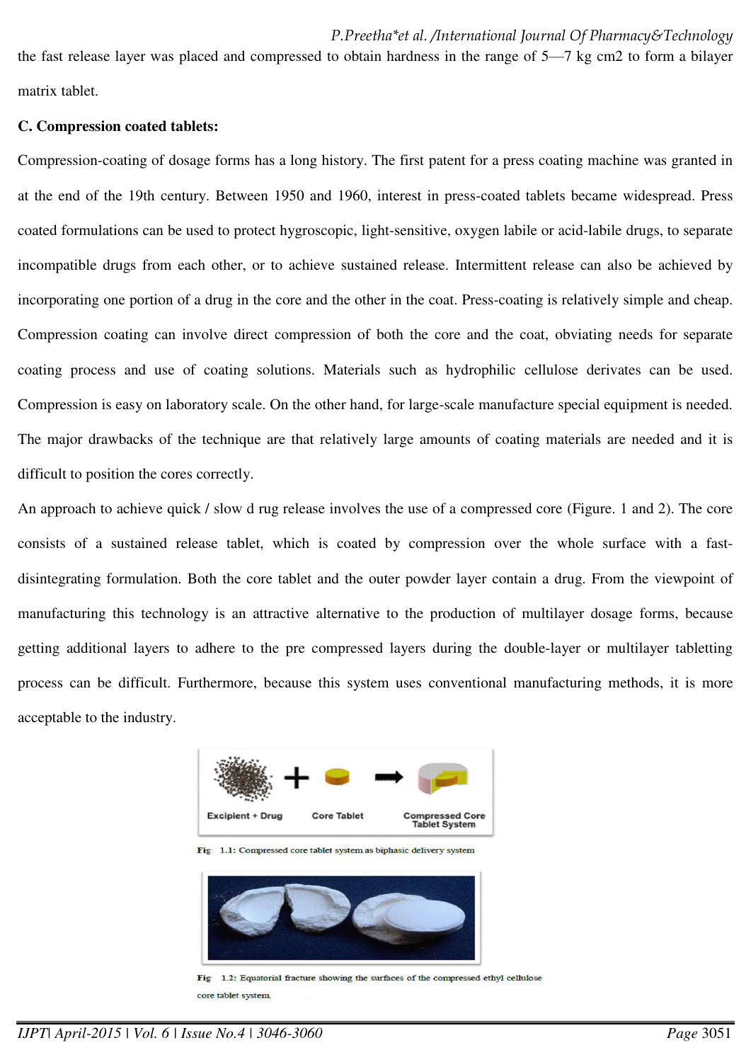the fast release layer was placed and compressed to obtain hardness in the range of 5—7 kg cm2 to form a bilayer matrix tablet.

**C. Compression coated tablets:**

Compression-coating of dosage forms has a long history. The first patent for a press coating machine was granted in at the end of the 19th century. Between 1950 and 1960, interest in press-coated tablets became widespread. Press coated formulations can be used to protect hygroscopic, light-sensitive, oxygen labile or acid-labile drugs, to separate incompatible drugs from each other, or to achieve sustained release. Intermittent release can also be achieved by incorporating one portion of a drug in the core and the other in the coat. Press-coating is relatively simple and cheap. Compression coating can involve direct compression of both the core and the coat, obviating needs for separate coating process and use of coating solutions. Materials such as hydrophilic cellulose derivates can be used. Compression is easy on laboratory scale. On the other hand, for large-scale manufacture special equipment is needed. The major drawbacks of the technique are that relatively large amounts of coating materials are needed and it is difficult to position the cores correctly.

An approach to achieve quick / slow d rug release involves the use of a compressed core (Figure. 1 and 2). The core consists of a sustained release tablet, which is coated by compression over the whole surface with a fast-disintegrating formulation. Both the core tablet and the outer powder layer contain a drug. From the viewpoint of manufacturing this technology is an attractive alternative to the production of multilayer dosage forms, because getting additional layers to adhere to the pre compressed layers during the double-layer or multilayer tabletting process can be difficult. Furthermore, because this system uses conventional manufacturing methods, it is more acceptable to the industry.

Excipient + Drug + Core Tablet → Compressed Core Tablet System

Fig 1.1: Compressed core tablet system as biphasic delivery system

Fig 1.2: Equatorial fracture showing the surfaces of the compressed ethyl cellulose core tablet system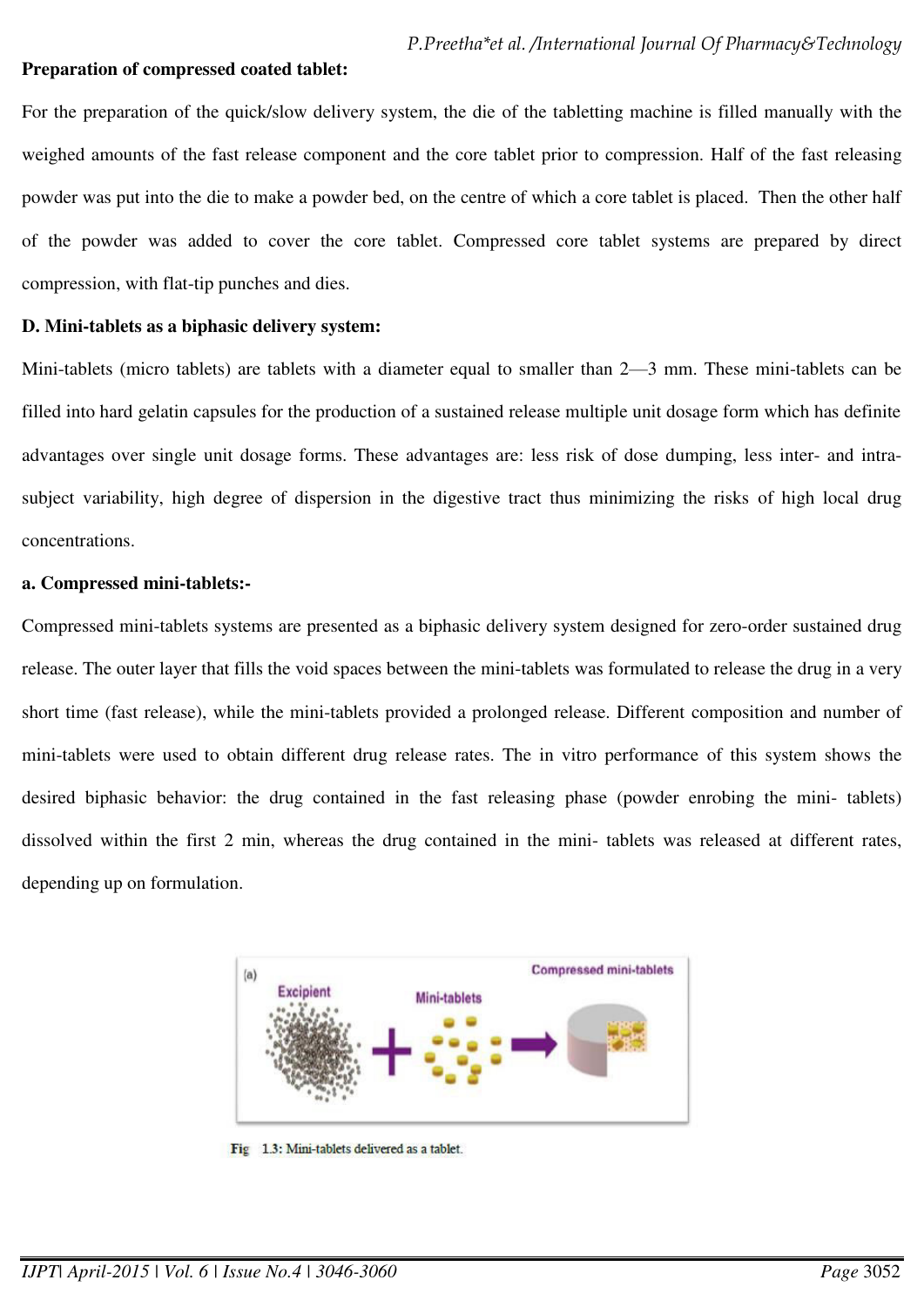**Preparation of compressed coated tablet:**

For the preparation of the quick/slow delivery system, the die of the tabletting machine is filled manually with the weighed amounts of the fast release component and the core tablet prior to compression. Half of the fast releasing powder was put into the die to make a powder bed, on the centre of which a core tablet is placed. Then the other half of the powder was added to cover the core tablet. Compressed core tablet systems are prepared by direct compression, with flat-tip punches and dies.

**D. Mini-tablets as a biphasic delivery system:**

Mini-tablets (micro tablets) are tablets with a diameter equal to smaller than 2—3 mm. These mini-tablets can be filled into hard gelatin capsules for the production of a sustained release multiple unit dosage form which has definite advantages over single unit dosage forms. These advantages are: less risk of dose dumping, less inter- and intra-subject variability, high degree of dispersion in the digestive tract thus minimizing the risks of high local drug concentrations.

**a. Compressed mini-tablets:-**

Compressed mini-tablets systems are presented as a biphasic delivery system designed for zero-order sustained drug release. The outer layer that fills the void spaces between the mini-tablets was formulated to release the drug in a very short time (fast release), while the mini-tablets provided a prolonged release. Different composition and number of mini-tablets were used to obtain different drug release rates. The in vitro performance of this system shows the desired biphasic behavior: the drug contained in the fast releasing phase (powder enrobing the mini- tablets) dissolved within the first 2 min, whereas the drug contained in the mini- tablets was released at different rates, depending up on formulation.

Fig 1.3: Mini-tablets delivered as a tablet.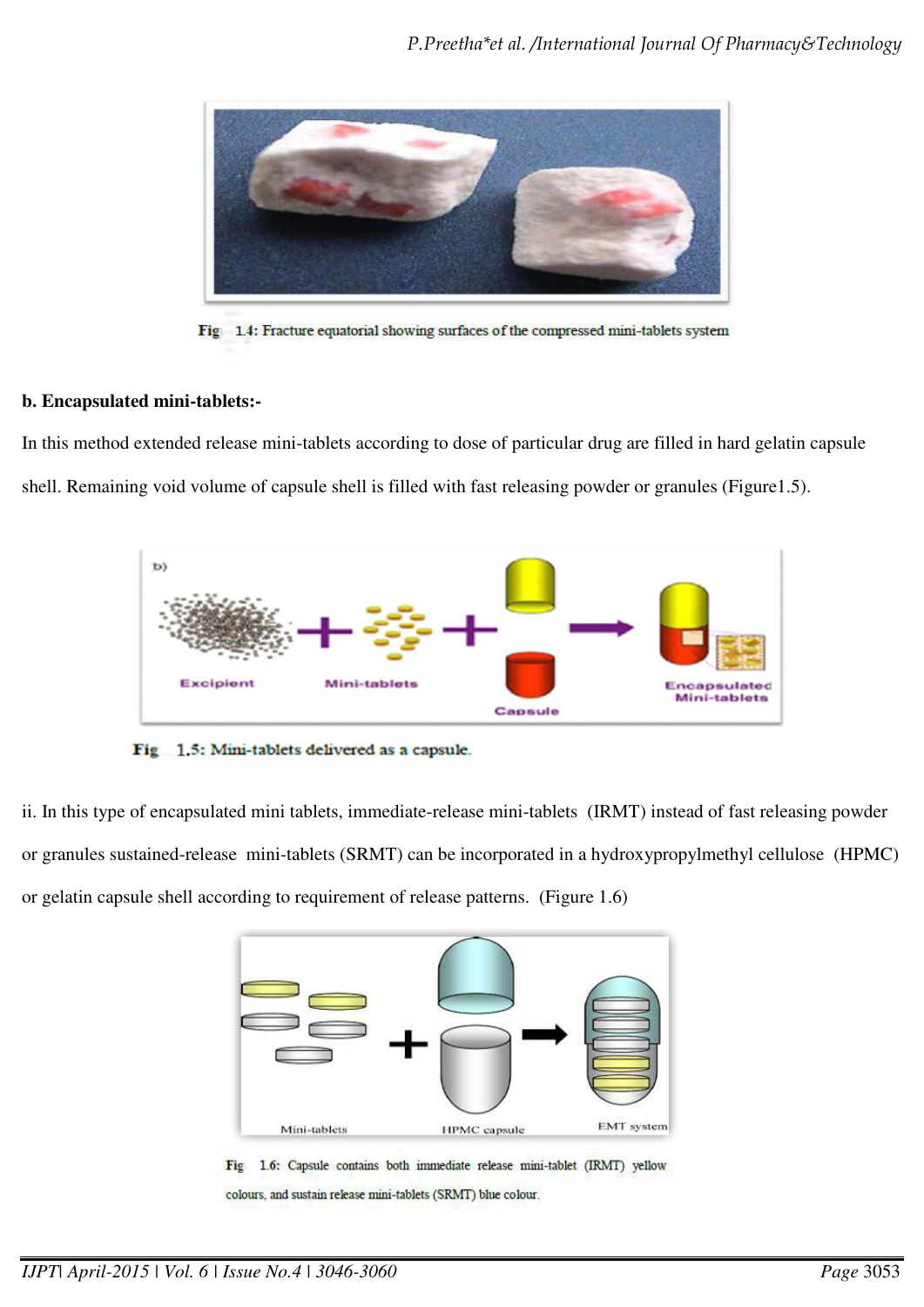Fig 1.4: Fracture equatorial showing surfaces of the compressed mini-tablets system

**b. Encapsulated mini-tablets:-**

In this method extended release mini-tablets according to dose of particular drug are filled in hard gelatin capsule shell. Remaining void volume of capsule shell is filled with fast releasing powder or granules (Figure1.5).

Fig 1.5: Mini-tablets delivered as a capsule.

ii. In this type of encapsulated mini tablets, immediate-release mini-tablets (IRMT) instead of fast releasing powder or granules sustained-release mini-tablets (SRMT) can be incorporated in a hydroxypropylmethyl cellulose (HPMC) or gelatin capsule shell according to requirement of release patterns. (Figure 1.6)

Fig 1.6: Capsule contains both immediate release mini-tablet (IRMT) yellow colours, and sustain release mini-tablets (SRMT) blue colour.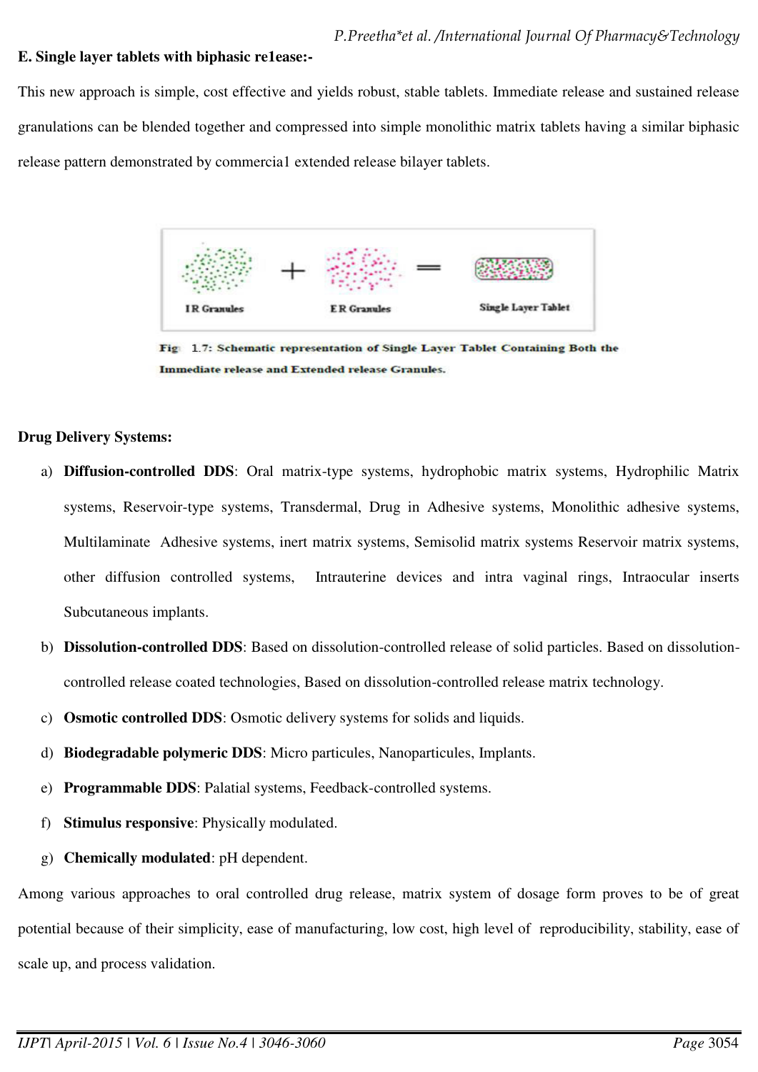**E. Single layer tablets with biphasic re1ease:-**

This new approach is simple, cost effective and yields robust, stable tablets. Immediate release and sustained release granulations can be blended together and compressed into simple monolithic matrix tablets having a similar biphasic release pattern demonstrated by commercia1 extended release bilayer tablets.

IR Granules + ER Granules = Single Layer Tablet

**Fig 1.7: Schematic representation of Single Layer Tablet Containing Both the Immediate release and Extended release Granules.**

**Drug Delivery Systems:**

a) **Diffusion-controlled DDS**: Oral matrix-type systems, hydrophobic matrix systems, Hydrophilic Matrix systems, Reservoir-type systems, Transdermal, Drug in Adhesive systems, Monolithic adhesive systems, Multilaminate Adhesive systems, inert matrix systems, Semisolid matrix systems Reservoir matrix systems, other diffusion controlled systems, Intrauterine devices and intra vaginal rings, Intraocular inserts Subcutaneous implants.

b) **Dissolution-controlled DDS**: Based on dissolution-controlled release of solid particles. Based on dissolution-controlled release coated technologies, Based on dissolution-controlled release matrix technology.

c) **Osmotic controlled DDS**: Osmotic delivery systems for solids and liquids.

d) **Biodegradable polymeric DDS**: Micro particules, Nanoparticules, Implants.

e) **Programmable DDS**: Palatial systems, Feedback-controlled systems.

f) **Stimulus responsive**: Physically modulated.

g) **Chemically modulated**: pH dependent.

Among various approaches to oral controlled drug release, matrix system of dosage form proves to be of great potential because of their simplicity, ease of manufacturing, low cost, high level of reproducibility, stability, ease of scale up, and process validation.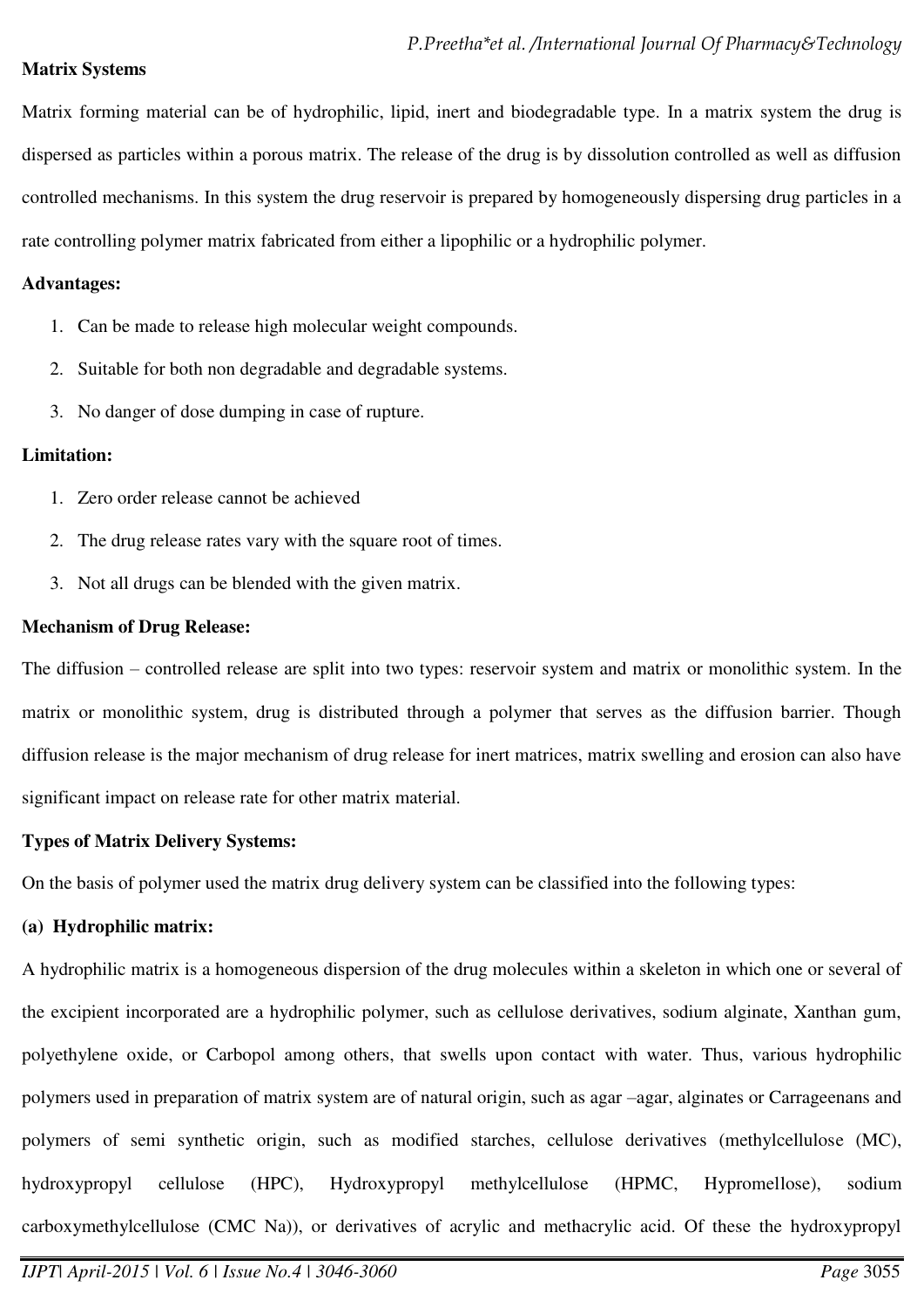**Matrix Systems**

Matrix forming material can be of hydrophilic, lipid, inert and biodegradable type. In a matrix system the drug is dispersed as particles within a porous matrix. The release of the drug is by dissolution controlled as well as diffusion controlled mechanisms. In this system the drug reservoir is prepared by homogeneously dispersing drug particles in a rate controlling polymer matrix fabricated from either a lipophilic or a hydrophilic polymer.

**Advantages:**

1. Can be made to release high molecular weight compounds.
2. Suitable for both non degradable and degradable systems.
3. No danger of dose dumping in case of rupture.

**Limitation:**

1. Zero order release cannot be achieved
2. The drug release rates vary with the square root of times.
3. Not all drugs can be blended with the given matrix.

**Mechanism of Drug Release:**

The diffusion – controlled release are split into two types: reservoir system and matrix or monolithic system. In the matrix or monolithic system, drug is distributed through a polymer that serves as the diffusion barrier. Though diffusion release is the major mechanism of drug release for inert matrices, matrix swelling and erosion can also have significant impact on release rate for other matrix material.

**Types of Matrix Delivery Systems:**

On the basis of polymer used the matrix drug delivery system can be classified into the following types:

**(a) Hydrophilic matrix:**

A hydrophilic matrix is a homogeneous dispersion of the drug molecules within a skeleton in which one or several of the excipient incorporated are a hydrophilic polymer, such as cellulose derivatives, sodium alginate, Xanthan gum, polyethylene oxide, or Carbopol among others, that swells upon contact with water. Thus, various hydrophilic polymers used in preparation of matrix system are of natural origin, such as agar –agar, alginates or Carrageenans and polymers of semi synthetic origin, such as modified starches, cellulose derivatives (methylcellulose (MC), hydroxypropyl cellulose (HPC), Hydroxypropyl methylcellulose (HPMC, Hypromellose), sodium carboxymethylcellulose (CMC Na)), or derivatives of acrylic and methacrylic acid. Of these the hydroxypropyl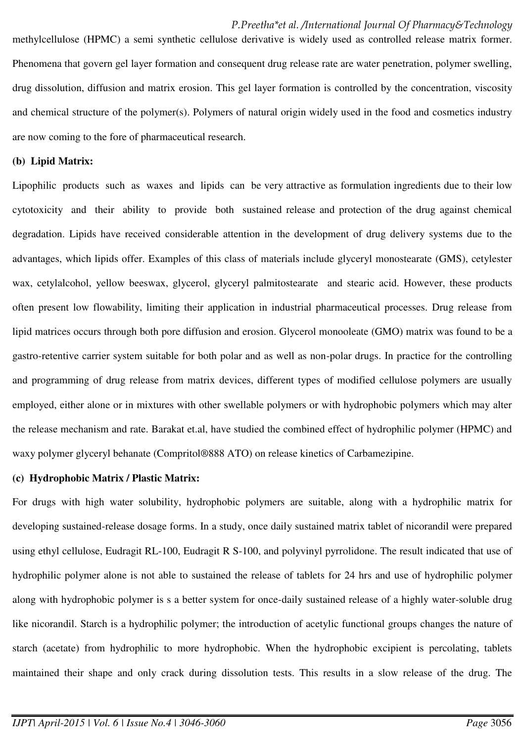methylcellulose (HPMC) a semi synthetic cellulose derivative is widely used as controlled release matrix former. Phenomena that govern gel layer formation and consequent drug release rate are water penetration, polymer swelling, drug dissolution, diffusion and matrix erosion. This gel layer formation is controlled by the concentration, viscosity and chemical structure of the polymer(s). Polymers of natural origin widely used in the food and cosmetics industry are now coming to the fore of pharmaceutical research.

**(b) Lipid Matrix:**

Lipophilic products such as waxes and lipids can be very attractive as formulation ingredients due to their low cytotoxicity and their ability to provide both sustained release and protection of the drug against chemical degradation. Lipids have received considerable attention in the development of drug delivery systems due to the advantages, which lipids offer. Examples of this class of materials include glyceryl monostearate (GMS), cetylester wax, cetylalcohol, yellow beeswax, glycerol, glyceryl palmitostearate and stearic acid. However, these products often present low flowability, limiting their application in industrial pharmaceutical processes. Drug release from lipid matrices occurs through both pore diffusion and erosion. Glycerol monooleate (GMO) matrix was found to be a gastro-retentive carrier system suitable for both polar and as well as non-polar drugs. In practice for the controlling and programming of drug release from matrix devices, different types of modified cellulose polymers are usually employed, either alone or in mixtures with other swellable polymers or with hydrophobic polymers which may alter the release mechanism and rate. Barakat et.al, have studied the combined effect of hydrophilic polymer (HPMC) and waxy polymer glyceryl behanate (Compritol®888 ATO) on release kinetics of Carbamezipine.

**(c) Hydrophobic Matrix / Plastic Matrix:**

For drugs with high water solubility, hydrophobic polymers are suitable, along with a hydrophilic matrix for developing sustained-release dosage forms. In a study, once daily sustained matrix tablet of nicorandil were prepared using ethyl cellulose, Eudragit RL-100, Eudragit R S-100, and polyvinyl pyrrolidone. The result indicated that use of hydrophilic polymer alone is not able to sustained the release of tablets for 24 hrs and use of hydrophilic polymer along with hydrophobic polymer is s a better system for once-daily sustained release of a highly water-soluble drug like nicorandil. Starch is a hydrophilic polymer; the introduction of acetylic functional groups changes the nature of starch (acetate) from hydrophilic to more hydrophobic. When the hydrophobic excipient is percolating, tablets maintained their shape and only crack during dissolution tests. This results in a slow release of the drug. The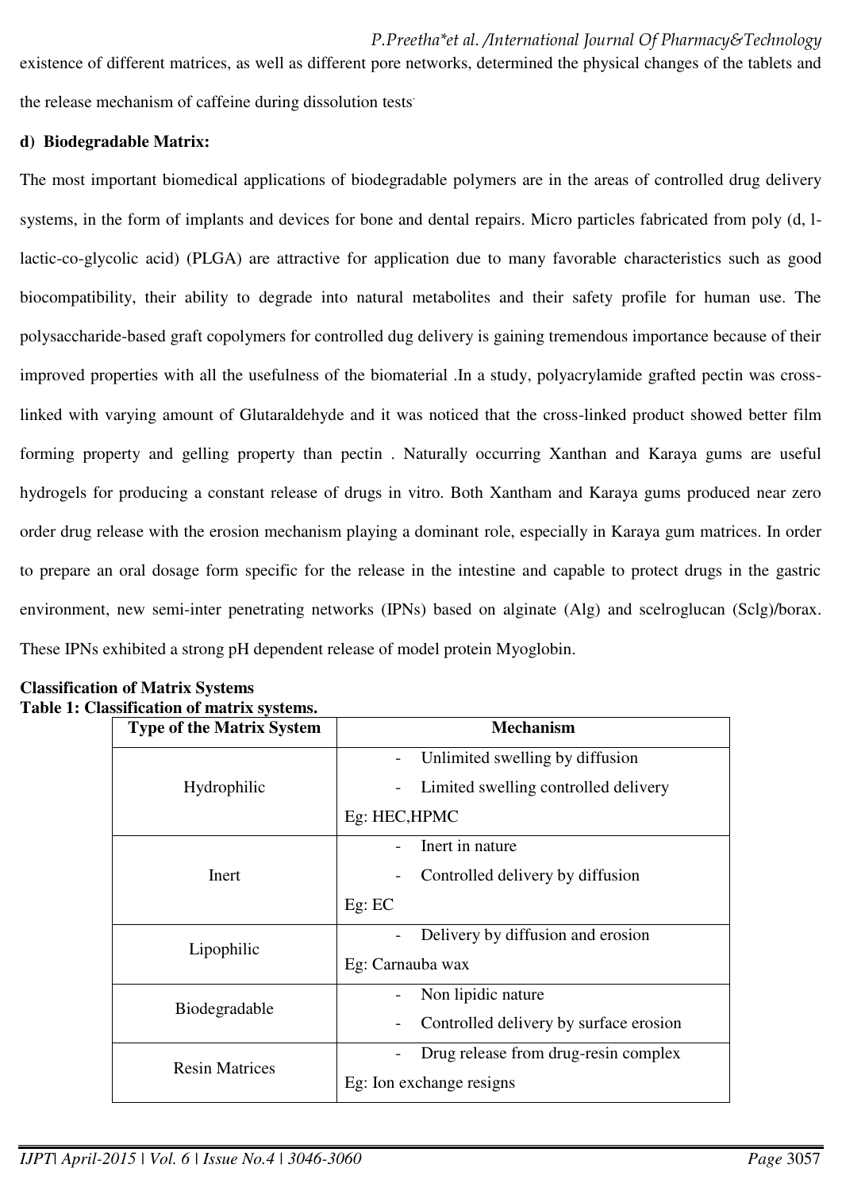existence of different matrices, as well as different pore networks, determined the physical changes of the tablets and the release mechanism of caffeine during dissolution tests.

**d) Biodegradable Matrix:**

The most important biomedical applications of biodegradable polymers are in the areas of controlled drug delivery systems, in the form of implants and devices for bone and dental repairs. Micro particles fabricated from poly (d, l-lactic-co-glycolic acid) (PLGA) are attractive for application due to many favorable characteristics such as good biocompatibility, their ability to degrade into natural metabolites and their safety profile for human use. The polysaccharide-based graft copolymers for controlled dug delivery is gaining tremendous importance because of their improved properties with all the usefulness of the biomaterial .In a study, polyacrylamide grafted pectin was cross-linked with varying amount of Glutaraldehyde and it was noticed that the cross-linked product showed better film forming property and gelling property than pectin . Naturally occurring Xanthan and Karaya gums are useful hydrogels for producing a constant release of drugs in vitro. Both Xantham and Karaya gums produced near zero order drug release with the erosion mechanism playing a dominant role, especially in Karaya gum matrices. In order to prepare an oral dosage form specific for the release in the intestine and capable to protect drugs in the gastric environment, new semi-inter penetrating networks (IPNs) based on alginate (Alg) and scelroglucan (Sclg)/borax. These IPNs exhibited a strong pH dependent release of model protein Myoglobin.

**Classification of Matrix Systems**

**Table 1: Classification of matrix systems.**

| Type of the Matrix System | Mechanism |
|---|---|
| Hydrophilic | - Unlimited swelling by diffusion<br>- Limited swelling controlled delivery<br>Eg: HEC,HPMC |
| Inert | - Inert in nature<br>- Controlled delivery by diffusion<br>Eg: EC |
| Lipophilic | - Delivery by diffusion and erosion<br>Eg: Carnauba wax |
| Biodegradable | - Non lipidic nature<br>- Controlled delivery by surface erosion |
| Resin Matrices | - Drug release from drug-resin complex<br>Eg: Ion exchange resigns |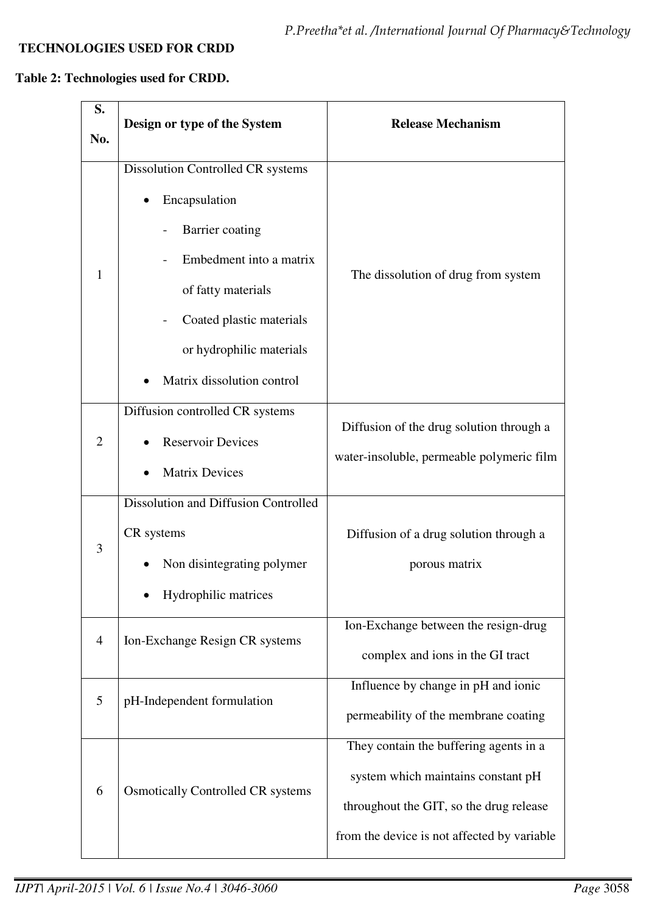**TECHNOLOGIES USED FOR CRDD**

**Table 2: Technologies used for CRDD.**

| S. No. | Design or type of the System | Release Mechanism |
|---|---|---|
| 1 | Dissolution Controlled CR systems<br>• Encapsulation<br>- Barrier coating<br>- Embedment into a matrix of fatty materials<br>- Coated plastic materials or hydrophilic materials<br>• Matrix dissolution control | The dissolution of drug from system |
| 2 | Diffusion controlled CR systems<br>• Reservoir Devices<br>• Matrix Devices | Diffusion of the drug solution through a water-insoluble, permeable polymeric film |
| 3 | Dissolution and Diffusion Controlled CR systems<br>• Non disintegrating polymer<br>• Hydrophilic matrices | Diffusion of a drug solution through a porous matrix |
| 4 | Ion-Exchange Resign CR systems | Ion-Exchange between the resign-drug complex and ions in the GI tract |
| 5 | pH-Independent formulation | Influence by change in pH and ionic permeability of the membrane coating |
| 6 | Osmotically Controlled CR systems | They contain the buffering agents in a system which maintains constant pH throughout the GIT, so the drug release from the device is not affected by variable |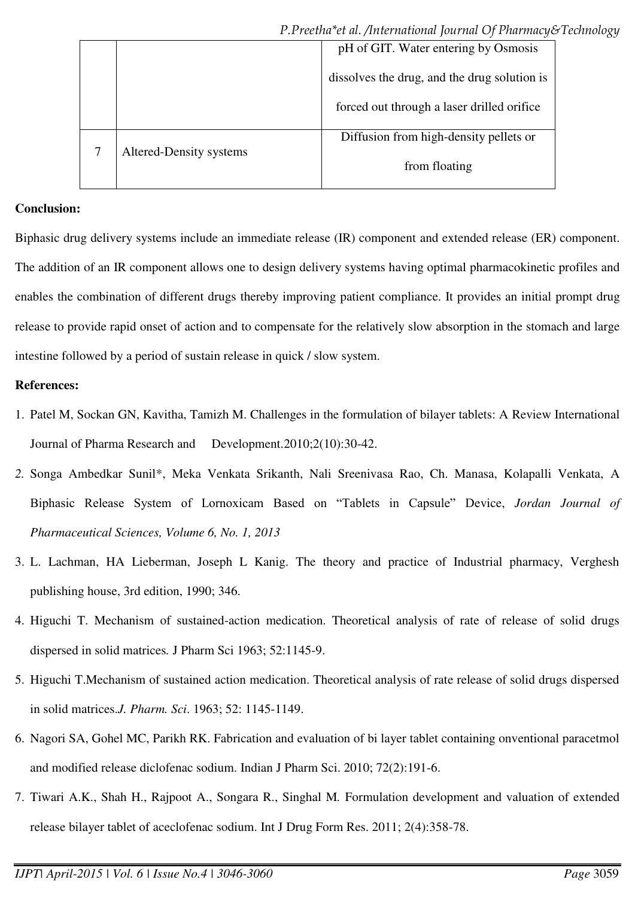|   |   | pH of GIT. Water entering by Osmosis dissolves the drug, and the drug solution is forced out through a laser drilled orifice |
|---|---|---|
| 7 | Altered-Density systems | Diffusion from high-density pellets or from floating |

**Conclusion:**

Biphasic drug delivery systems include an immediate release (IR) component and extended release (ER) component. The addition of an IR component allows one to design delivery systems having optimal pharmacokinetic profiles and enables the combination of different drugs thereby improving patient compliance. It provides an initial prompt drug release to provide rapid onset of action and to compensate for the relatively slow absorption in the stomach and large intestine followed by a period of sustain release in quick / slow system.

**References:**

1. Patel M, Sockan GN, Kavitha, Tamizh M. Challenges in the formulation of bilayer tablets: A Review International Journal of Pharma Research and Development.2010;2(10):30-42.
2. Songa Ambedkar Sunil*, Meka Venkata Srikanth, Nali Sreenivasa Rao, Ch. Manasa, Kolapalli Venkata, A Biphasic Release System of Lornoxicam Based on "Tablets in Capsule" Device, *Jordan Journal of Pharmaceutical Sciences, Volume 6, No. 1, 2013*
3. L. Lachman, HA Lieberman, Joseph L Kanig. The theory and practice of Industrial pharmacy, Verghesh publishing house, 3rd edition, 1990; 346.
4. Higuchi T. Mechanism of sustained-action medication. Theoretical analysis of rate of release of solid drugs dispersed in solid matrices. J Pharm Sci 1963; 52:1145-9.
5. Higuchi T.Mechanism of sustained action medication. Theoretical analysis of rate release of solid drugs dispersed in solid matrices.*J. Pharm. Sci*. 1963; 52: 1145-1149.
6. Nagori SA, Gohel MC, Parikh RK. Fabrication and evaluation of bi layer tablet containing onventional paracetmol and modified release diclofenac sodium. Indian J Pharm Sci. 2010; 72(2):191-6.
7. Tiwari A.K., Shah H., Rajpoot A., Songara R., Singhal M. Formulation development and valuation of extended release bilayer tablet of aceclofenac sodium. Int J Drug Form Res. 2011; 2(4):358-78.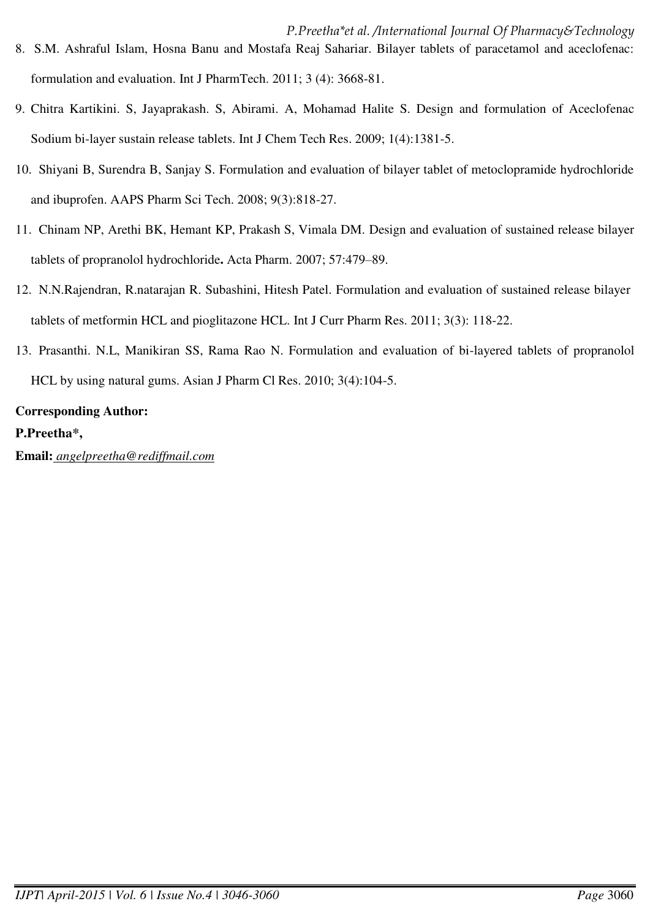8. S.M. Ashraful Islam, Hosna Banu and Mostafa Reaj Sahariar. Bilayer tablets of paracetamol and aceclofenac: formulation and evaluation. Int J PharmTech. 2011; 3 (4): 3668-81.
9. Chitra Kartikini. S, Jayaprakash. S, Abirami. A, Mohamad Halite S. Design and formulation of Aceclofenac Sodium bi-layer sustain release tablets. Int J Chem Tech Res. 2009; 1(4):1381-5.
10. Shiyani B, Surendra B, Sanjay S. Formulation and evaluation of bilayer tablet of metoclopramide hydrochloride and ibuprofen. AAPS Pharm Sci Tech. 2008; 9(3):818-27.
11. Chinam NP, Arethi BK, Hemant KP, Prakash S, Vimala DM. Design and evaluation of sustained release bilayer tablets of propranolol hydrochloride**.** Acta Pharm. 2007; 57:479–89.
12. N.N.Rajendran, R.natarajan R. Subashini, Hitesh Patel. Formulation and evaluation of sustained release bilayer tablets of metformin HCL and pioglitazone HCL. Int J Curr Pharm Res. 2011; 3(3): 118-22.
13. Prasanthi. N.L, Manikiran SS, Rama Rao N. Formulation and evaluation of bi-layered tablets of propranolol HCL by using natural gums. Asian J Pharm Cl Res. 2010; 3(4):104-5.

**Corresponding Author:**

**P.Preetha*,**

**Email:** angelpreetha@rediffmail.com